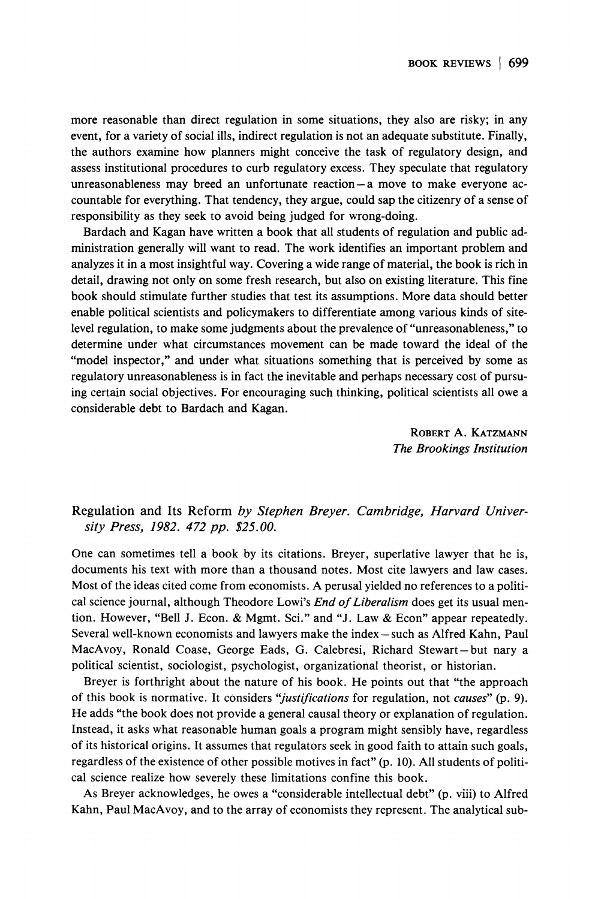more reasonable than direct regulation in some situations, they also are risky; in any event, for a variety of social ills, indirect regulation is not an adequate substitute. Finally, the authors examine how planners might conceive the task of regulatory design, and assess institutional procedures to curb regulatory excess. They speculate that regulatory unreasonableness may breed an unfortunate reaction—a move to make everyone accountable for everything. That tendency, they argue, could sap the citizenry of a sense of responsibility as they seek to avoid being judged for wrong-doing.

Bardach and Kagan have written a book that all students of regulation and public administration generally will want to read. The work identifies an important problem and analyzes it in a most insightful way. Covering a wide range of material, the book is rich in detail, drawing not only on some fresh research, but also on existing literature. This fine book should stimulate further studies that test its assumptions. More data should better enable political scientists and policymakers to differentiate among various kinds of site-level regulation, to make some judgments about the prevalence of "unreasonableness," to determine under what circumstances movement can be made toward the ideal of the "model inspector," and under what situations something that is perceived by some as regulatory unreasonableness is in fact the inevitable and perhaps necessary cost of pursuing certain social objectives. For encouraging such thinking, political scientists all owe a considerable debt to Bardach and Kagan.

ROBERT A. KATZMANN
*The Brookings Institution*

## Regulation and Its Reform *by Stephen Breyer. Cambridge, Harvard University Press, 1982. 472 pp. $25.00.*

One can sometimes tell a book by its citations. Breyer, superlative lawyer that he is, documents his text with more than a thousand notes. Most cite lawyers and law cases. Most of the ideas cited come from economists. A perusal yielded no references to a political science journal, although Theodore Lowi's *End of Liberalism* does get its usual mention. However, "Bell J. Econ. & Mgmt. Sci." and "J. Law & Econ" appear repeatedly. Several well-known economists and lawyers make the index—such as Alfred Kahn, Paul MacAvoy, Ronald Coase, George Eads, G. Calebresi, Richard Stewart—but nary a political scientist, sociologist, psychologist, organizational theorist, or historian.

Breyer is forthright about the nature of his book. He points out that "the approach of this book is normative. It considers "*justifications* for regulation, not *causes*" (p. 9). He adds "the book does not provide a general causal theory or explanation of regulation. Instead, it asks what reasonable human goals a program might sensibly have, regardless of its historical origins. It assumes that regulators seek in good faith to attain such goals, regardless of the existence of other possible motives in fact" (p. 10). All students of political science realize how severely these limitations confine this book.

As Breyer acknowledges, he owes a "considerable intellectual debt" (p. viii) to Alfred Kahn, Paul MacAvoy, and to the array of economists they represent. The analytical sub-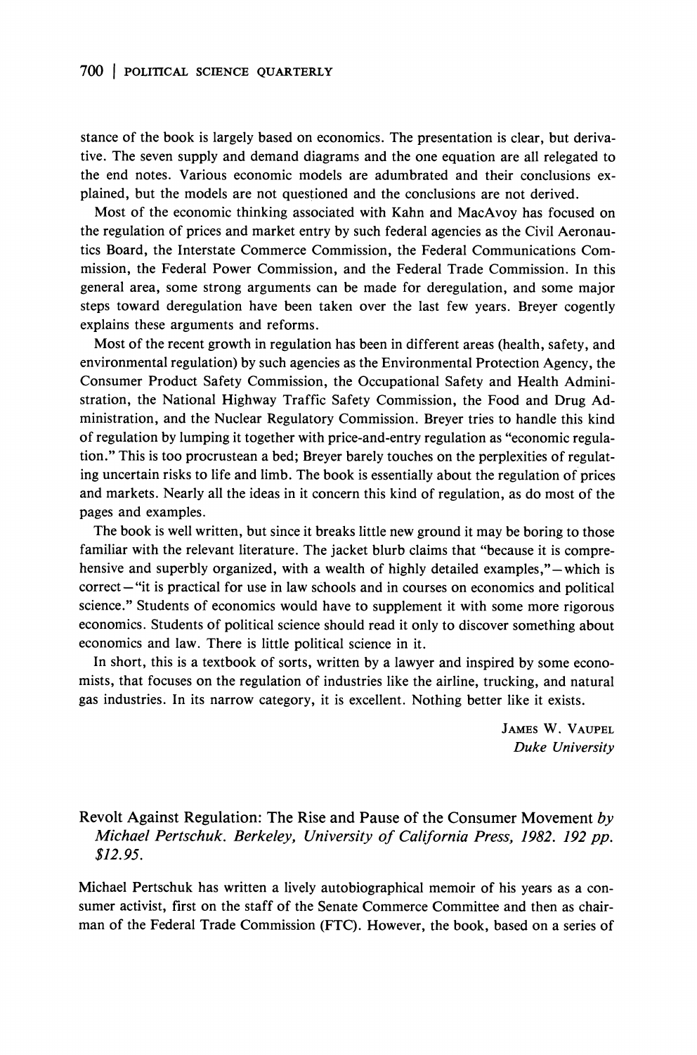stance of the book is largely based on economics. The presentation is clear, but derivative. The seven supply and demand diagrams and the one equation are all relegated to the end notes. Various economic models are adumbrated and their conclusions explained, but the models are not questioned and the conclusions are not derived.

Most of the economic thinking associated with Kahn and MacAvoy has focused on the regulation of prices and market entry by such federal agencies as the Civil Aeronautics Board, the Interstate Commerce Commission, the Federal Communications Commission, the Federal Power Commission, and the Federal Trade Commission. In this general area, some strong arguments can be made for deregulation, and some major steps toward deregulation have been taken over the last few years. Breyer cogently explains these arguments and reforms.

Most of the recent growth in regulation has been in different areas (health, safety, and environmental regulation) by such agencies as the Environmental Protection Agency, the Consumer Product Safety Commission, the Occupational Safety and Health Administration, the National Highway Traffic Safety Commission, the Food and Drug Administration, and the Nuclear Regulatory Commission. Breyer tries to handle this kind of regulation by lumping it together with price-and-entry regulation as "economic regulation." This is too procrustean a bed; Breyer barely touches on the perplexities of regulating uncertain risks to life and limb. The book is essentially about the regulation of prices and markets. Nearly all the ideas in it concern this kind of regulation, as do most of the pages and examples.

The book is well written, but since it breaks little new ground it may be boring to those familiar with the relevant literature. The jacket blurb claims that "because it is comprehensive and superbly organized, with a wealth of highly detailed examples,"—which is correct—"it is practical for use in law schools and in courses on economics and political science." Students of economics would have to supplement it with some more rigorous economics. Students of political science should read it only to discover something about economics and law. There is little political science in it.

In short, this is a textbook of sorts, written by a lawyer and inspired by some economists, that focuses on the regulation of industries like the airline, trucking, and natural gas industries. In its narrow category, it is excellent. Nothing better like it exists.

JAMES W. VAUPEL
*Duke University*

## Revolt Against Regulation: The Rise and Pause of the Consumer Movement *by Michael Pertschuk. Berkeley, University of California Press, 1982. 192 pp. $12.95.*

Michael Pertschuk has written a lively autobiographical memoir of his years as a consumer activist, first on the staff of the Senate Commerce Committee and then as chairman of the Federal Trade Commission (FTC). However, the book, based on a series of